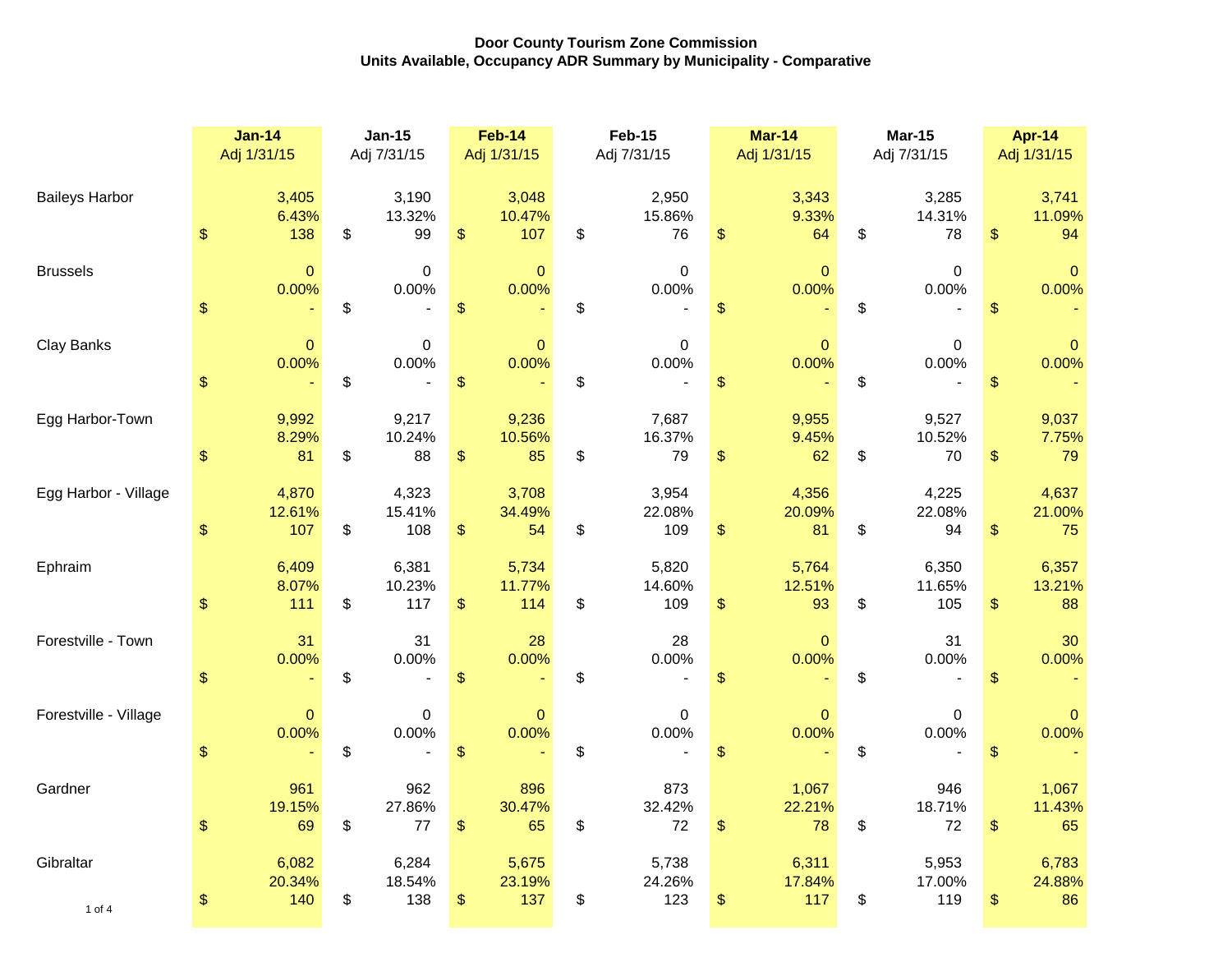**Door County Tourism Zone Commission**
**Units Available, Occupancy ADR Summary by Municipality - Comparative**

| | Jan-14 Adj 1/31/15 | Jan-15 Adj 7/31/15 | Feb-14 Adj 1/31/15 | Feb-15 Adj 7/31/15 | Mar-14 Adj 1/31/15 | Mar-15 Adj 7/31/15 | Apr-14 Adj 1/31/15 |
|---|---|---|---|---|---|---|---|
| Baileys Harbor | 3,405 | 3,190 | 3,048 | 2,950 | 3,343 | 3,285 | 3,741 |
| | 6.43% | 13.32% | 10.47% | 15.86% | 9.33% | 14.31% | 11.09% |
| | $ 138 | $ 99 | $ 107 | $ 76 | $ 64 | $ 78 | $ 94 |
| Brussels | 0 | 0 | 0 | 0 | 0 | 0 | 0 |
| | 0.00% | 0.00% | 0.00% | 0.00% | 0.00% | 0.00% | 0.00% |
| | $ - | $ - | $ - | $ - | $ - | $ - | $ - |
| Clay Banks | 0 | 0 | 0 | 0 | 0 | 0 | 0 |
| | 0.00% | 0.00% | 0.00% | 0.00% | 0.00% | 0.00% | 0.00% |
| | $ - | $ - | $ - | $ - | $ - | $ - | $ - |
| Egg Harbor-Town | 9,992 | 9,217 | 9,236 | 7,687 | 9,955 | 9,527 | 9,037 |
| | 8.29% | 10.24% | 10.56% | 16.37% | 9.45% | 10.52% | 7.75% |
| | $ 81 | $ 88 | $ 85 | $ 79 | $ 62 | $ 70 | $ 79 |
| Egg Harbor - Village | 4,870 | 4,323 | 3,708 | 3,954 | 4,356 | 4,225 | 4,637 |
| | 12.61% | 15.41% | 34.49% | 22.08% | 20.09% | 22.08% | 21.00% |
| | $ 107 | $ 108 | $ 54 | $ 109 | $ 81 | $ 94 | $ 75 |
| Ephraim | 6,409 | 6,381 | 5,734 | 5,820 | 5,764 | 6,350 | 6,357 |
| | 8.07% | 10.23% | 11.77% | 14.60% | 12.51% | 11.65% | 13.21% |
| | $ 111 | $ 117 | $ 114 | $ 109 | $ 93 | $ 105 | $ 88 |
| Forestville - Town | 31 | 31 | 28 | 28 | 0 | 31 | 30 |
| | 0.00% | 0.00% | 0.00% | 0.00% | 0.00% | 0.00% | 0.00% |
| | $ - | $ - | $ - | $ - | $ - | $ - | $ - |
| Forestville - Village | 0 | 0 | 0 | 0 | 0 | 0 | 0 |
| | 0.00% | 0.00% | 0.00% | 0.00% | 0.00% | 0.00% | 0.00% |
| | $ - | $ - | $ - | $ - | $ - | $ - | $ - |
| Gardner | 961 | 962 | 896 | 873 | 1,067 | 946 | 1,067 |
| | 19.15% | 27.86% | 30.47% | 32.42% | 22.21% | 18.71% | 11.43% |
| | $ 69 | $ 77 | $ 65 | $ 72 | $ 78 | $ 72 | $ 65 |
| Gibraltar | 6,082 | 6,284 | 5,675 | 5,738 | 6,311 | 5,953 | 6,783 |
| | 20.34% | 18.54% | 23.19% | 24.26% | 17.84% | 17.00% | 24.88% |
| | $ 140 | $ 138 | $ 137 | $ 123 | $ 117 | $ 119 | $ 86 |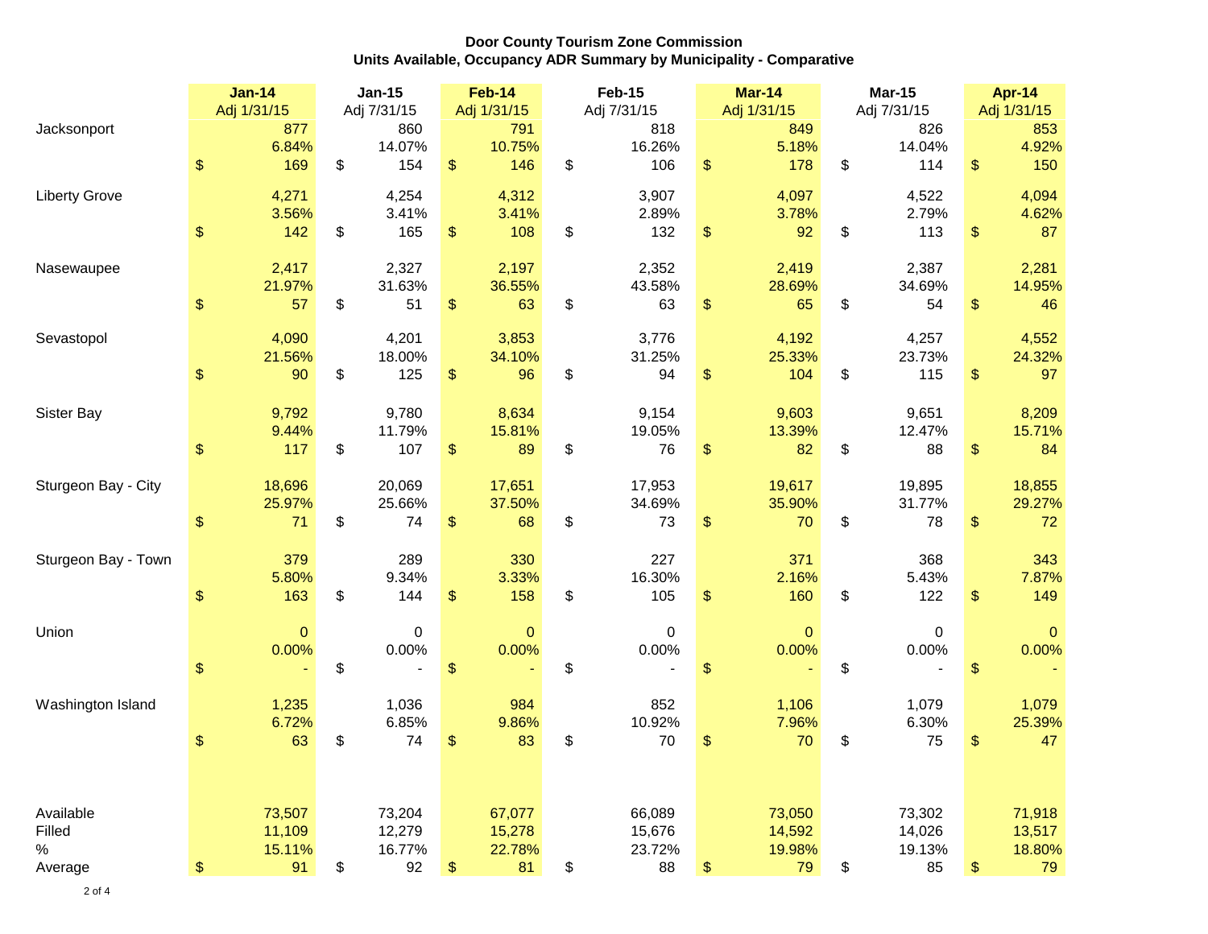**Door County Tourism Zone Commission**
**Units Available, Occupancy ADR Summary by Municipality - Comparative**

| | Jan-14 Adj 1/31/15 | Jan-15 Adj 7/31/15 | Feb-14 Adj 1/31/15 | Feb-15 Adj 7/31/15 | Mar-14 Adj 1/31/15 | Mar-15 Adj 7/31/15 | Apr-14 Adj 1/31/15 |
|---|---|---|---|---|---|---|---|
| Jacksonport | 877 | 860 | 791 | 818 | 849 | 826 | 853 |
| | 6.84% | 14.07% | 10.75% | 16.26% | 5.18% | 14.04% | 4.92% |
| | $ 169 | $ 154 | $ 146 | $ 106 | $ 178 | $ 114 | $ 150 |
| Liberty Grove | 4,271 | 4,254 | 4,312 | 3,907 | 4,097 | 4,522 | 4,094 |
| | 3.56% | 3.41% | 3.41% | 2.89% | 3.78% | 2.79% | 4.62% |
| | $ 142 | $ 165 | $ 108 | $ 132 | $ 92 | $ 113 | $ 87 |
| Nasewaupee | 2,417 | 2,327 | 2,197 | 2,352 | 2,419 | 2,387 | 2,281 |
| | 21.97% | 31.63% | 36.55% | 43.58% | 28.69% | 34.69% | 14.95% |
| | $ 57 | $ 51 | $ 63 | $ 63 | $ 65 | $ 54 | $ 46 |
| Sevastopol | 4,090 | 4,201 | 3,853 | 3,776 | 4,192 | 4,257 | 4,552 |
| | 21.56% | 18.00% | 34.10% | 31.25% | 25.33% | 23.73% | 24.32% |
| | $ 90 | $ 125 | $ 96 | $ 94 | $ 104 | $ 115 | $ 97 |
| Sister Bay | 9,792 | 9,780 | 8,634 | 9,154 | 9,603 | 9,651 | 8,209 |
| | 9.44% | 11.79% | 15.81% | 19.05% | 13.39% | 12.47% | 15.71% |
| | $ 117 | $ 107 | $ 89 | $ 76 | $ 82 | $ 88 | $ 84 |
| Sturgeon Bay - City | 18,696 | 20,069 | 17,651 | 17,953 | 19,617 | 19,895 | 18,855 |
| | 25.97% | 25.66% | 37.50% | 34.69% | 35.90% | 31.77% | 29.27% |
| | $ 71 | $ 74 | $ 68 | $ 73 | $ 70 | $ 78 | $ 72 |
| Sturgeon Bay - Town | 379 | 289 | 330 | 227 | 371 | 368 | 343 |
| | 5.80% | 9.34% | 3.33% | 16.30% | 2.16% | 5.43% | 7.87% |
| | $ 163 | $ 144 | $ 158 | $ 105 | $ 160 | $ 122 | $ 149 |
| Union | 0 | 0 | 0 | 0 | 0 | 0 | 0 |
| | 0.00% | 0.00% | 0.00% | 0.00% | 0.00% | 0.00% | 0.00% |
| | $ - | $ - | $ - | $ - | $ - | $ - | $ - |
| Washington Island | 1,235 | 1,036 | 984 | 852 | 1,106 | 1,079 | 1,079 |
| | 6.72% | 6.85% | 9.86% | 10.92% | 7.96% | 6.30% | 25.39% |
| | $ 63 | $ 74 | $ 83 | $ 70 | $ 70 | $ 75 | $ 47 |
| Available | 73,507 | 73,204 | 67,077 | 66,089 | 73,050 | 73,302 | 71,918 |
| Filled | 11,109 | 12,279 | 15,278 | 15,676 | 14,592 | 14,026 | 13,517 |
| % | 15.11% | 16.77% | 22.78% | 23.72% | 19.98% | 19.13% | 18.80% |
| Average | $ 91 | $ 92 | $ 81 | $ 88 | $ 79 | $ 85 | $ 79 |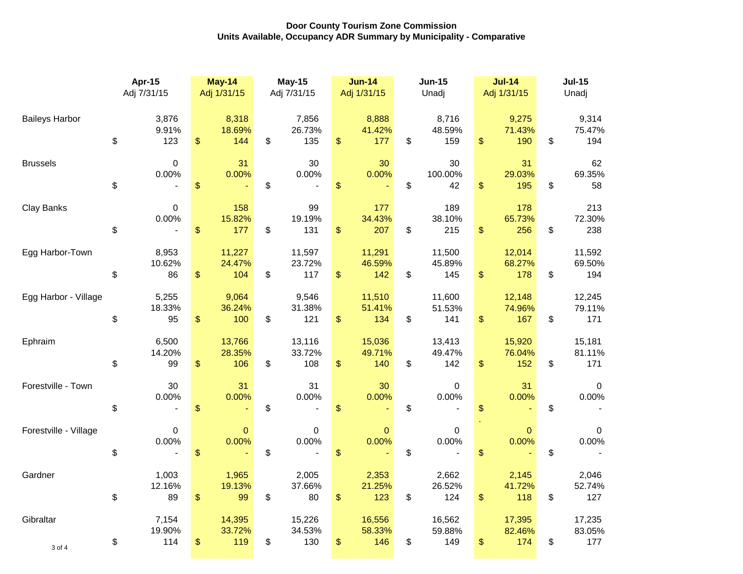**Door County Tourism Zone Commission**
**Units Available, Occupancy ADR Summary by Municipality - Comparative**

| | Apr-15 Adj 7/31/15 | May-14 Adj 1/31/15 | May-15 Adj 7/31/15 | Jun-14 Adj 1/31/15 | Jun-15 Unadj | Jul-14 Adj 1/31/15 | Jul-15 Unadj |
|---|---|---|---|---|---|---|---|
| **Baileys Harbor** | 3,876 | 8,318 | 7,856 | 8,888 | 8,716 | 9,275 | 9,314 |
| | 9.91% | 18.69% | 26.73% | 41.42% | 48.59% | 71.43% | 75.47% |
| | $ 123 | $ 144 | $ 135 | $ 177 | $ 159 | $ 190 | $ 194 |
| **Brussels** | 0 | 31 | 30 | 30 | 30 | 31 | 62 |
| | 0.00% | 0.00% | 0.00% | 0.00% | 100.00% | 29.03% | 69.35% |
| | $ - | $ - | $ - | $ - | $ 42 | $ 195 | $ 58 |
| **Clay Banks** | 0 | 158 | 99 | 177 | 189 | 178 | 213 |
| | 0.00% | 15.82% | 19.19% | 34.43% | 38.10% | 65.73% | 72.30% |
| | $ - | $ 177 | $ 131 | $ 207 | $ 215 | $ 256 | $ 238 |
| **Egg Harbor-Town** | 8,953 | 11,227 | 11,597 | 11,291 | 11,500 | 12,014 | 11,592 |
| | 10.62% | 24.47% | 23.72% | 46.59% | 45.89% | 68.27% | 69.50% |
| | $ 86 | $ 104 | $ 117 | $ 142 | $ 145 | $ 178 | $ 194 |
| **Egg Harbor - Village** | 5,255 | 9,064 | 9,546 | 11,510 | 11,600 | 12,148 | 12,245 |
| | 18.33% | 36.24% | 31.38% | 51.41% | 51.53% | 74.96% | 79.11% |
| | $ 95 | $ 100 | $ 121 | $ 134 | $ 141 | $ 167 | $ 171 |
| **Ephraim** | 6,500 | 13,766 | 13,116 | 15,036 | 13,413 | 15,920 | 15,181 |
| | 14.20% | 28.35% | 33.72% | 49.71% | 49.47% | 76.04% | 81.11% |
| | $ 99 | $ 106 | $ 108 | $ 140 | $ 142 | $ 152 | $ 171 |
| **Forestville - Town** | 30 | 31 | 31 | 30 | 0 | 31 | 0 |
| | 0.00% | 0.00% | 0.00% | 0.00% | 0.00% | 0.00% | 0.00% |
| | $ - | $ - | $ - | $ - | $ - | $ - | $ - |
| **Forestville - Village** | 0 | 0 | 0 | 0 | 0 | 0 | 0 |
| | 0.00% | 0.00% | 0.00% | 0.00% | 0.00% | 0.00% | 0.00% |
| | $ - | $ - | $ - | $ - | $ - | $ - | $ - |
| **Gardner** | 1,003 | 1,965 | 2,005 | 2,353 | 2,662 | 2,145 | 2,046 |
| | 12.16% | 19.13% | 37.66% | 21.25% | 26.52% | 41.72% | 52.74% |
| | $ 89 | $ 99 | $ 80 | $ 123 | $ 124 | $ 118 | $ 127 |
| **Gibraltar** | 7,154 | 14,395 | 15,226 | 16,556 | 16,562 | 17,395 | 17,235 |
| | 19.90% | 33.72% | 34.53% | 58.33% | 59.88% | 82.46% | 83.05% |
| | $ 114 | $ 119 | $ 130 | $ 146 | $ 149 | $ 174 | $ 177 |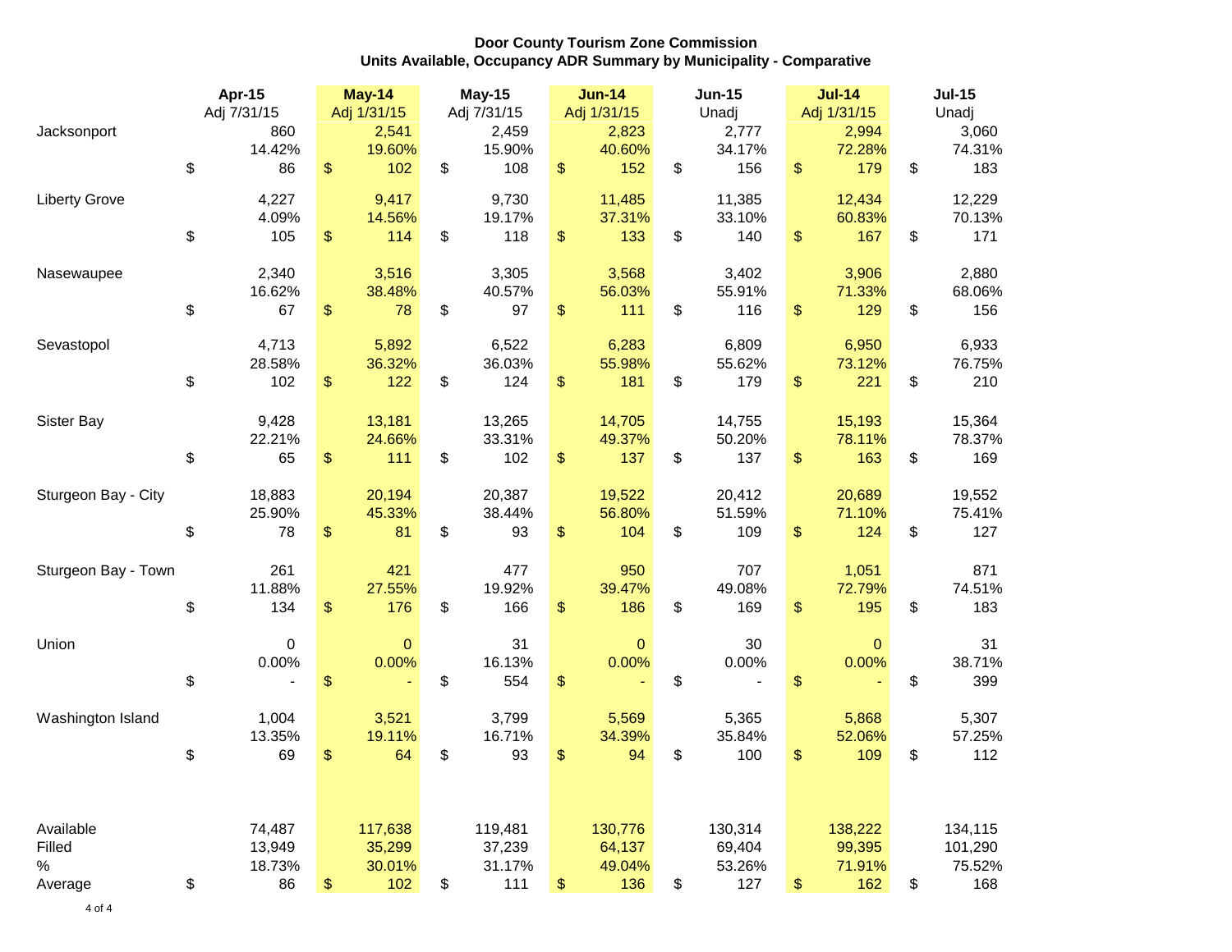**Door County Tourism Zone Commission**
**Units Available, Occupancy ADR Summary by Municipality - Comparative**

| | Apr-15 Adj 7/31/15 | May-14 Adj 1/31/15 | May-15 Adj 7/31/15 | Jun-14 Adj 1/31/15 | Jun-15 Unadj | Jul-14 Adj 1/31/15 | Jul-15 Unadj |
|---|---|---|---|---|---|---|---|
| Jacksonport | 860 | 2,541 | 2,459 | 2,823 | 2,777 | 2,994 | 3,060 |
| | 14.42% | 19.60% | 15.90% | 40.60% | 34.17% | 72.28% | 74.31% |
| | $ 86 | $ 102 | $ 108 | $ 152 | $ 156 | $ 179 | $ 183 |
| Liberty Grove | 4,227 | 9,417 | 9,730 | 11,485 | 11,385 | 12,434 | 12,229 |
| | 4.09% | 14.56% | 19.17% | 37.31% | 33.10% | 60.83% | 70.13% |
| | $ 105 | $ 114 | $ 118 | $ 133 | $ 140 | $ 167 | $ 171 |
| Nasewaupee | 2,340 | 3,516 | 3,305 | 3,568 | 3,402 | 3,906 | 2,880 |
| | 16.62% | 38.48% | 40.57% | 56.03% | 55.91% | 71.33% | 68.06% |
| | $ 67 | $ 78 | $ 97 | $ 111 | $ 116 | $ 129 | $ 156 |
| Sevastopol | 4,713 | 5,892 | 6,522 | 6,283 | 6,809 | 6,950 | 6,933 |
| | 28.58% | 36.32% | 36.03% | 55.98% | 55.62% | 73.12% | 76.75% |
| | $ 102 | $ 122 | $ 124 | $ 181 | $ 179 | $ 221 | $ 210 |
| Sister Bay | 9,428 | 13,181 | 13,265 | 14,705 | 14,755 | 15,193 | 15,364 |
| | 22.21% | 24.66% | 33.31% | 49.37% | 50.20% | 78.11% | 78.37% |
| | $ 65 | $ 111 | $ 102 | $ 137 | $ 137 | $ 163 | $ 169 |
| Sturgeon Bay - City | 18,883 | 20,194 | 20,387 | 19,522 | 20,412 | 20,689 | 19,552 |
| | 25.90% | 45.33% | 38.44% | 56.80% | 51.59% | 71.10% | 75.41% |
| | $ 78 | $ 81 | $ 93 | $ 104 | $ 109 | $ 124 | $ 127 |
| Sturgeon Bay - Town | 261 | 421 | 477 | 950 | 707 | 1,051 | 871 |
| | 11.88% | 27.55% | 19.92% | 39.47% | 49.08% | 72.79% | 74.51% |
| | $ 134 | $ 176 | $ 166 | $ 186 | $ 169 | $ 195 | $ 183 |
| Union | 0 | 0 | 31 | 0 | 30 | 0 | 31 |
| | 0.00% | 0.00% | 16.13% | 0.00% | 0.00% | 0.00% | 38.71% |
| | $ - | $ - | $ 554 | $ - | $ - | $ - | $ 399 |
| Washington Island | 1,004 | 3,521 | 3,799 | 5,569 | 5,365 | 5,868 | 5,307 |
| | 13.35% | 19.11% | 16.71% | 34.39% | 35.84% | 52.06% | 57.25% |
| | $ 69 | $ 64 | $ 93 | $ 94 | $ 100 | $ 109 | $ 112 |
| Available | 74,487 | 117,638 | 119,481 | 130,776 | 130,314 | 138,222 | 134,115 |
| Filled | 13,949 | 35,299 | 37,239 | 64,137 | 69,404 | 99,395 | 101,290 |
| % | 18.73% | 30.01% | 31.17% | 49.04% | 53.26% | 71.91% | 75.52% |
| Average | $ 86 | $ 102 | $ 111 | $ 136 | $ 127 | $ 162 | $ 168 |